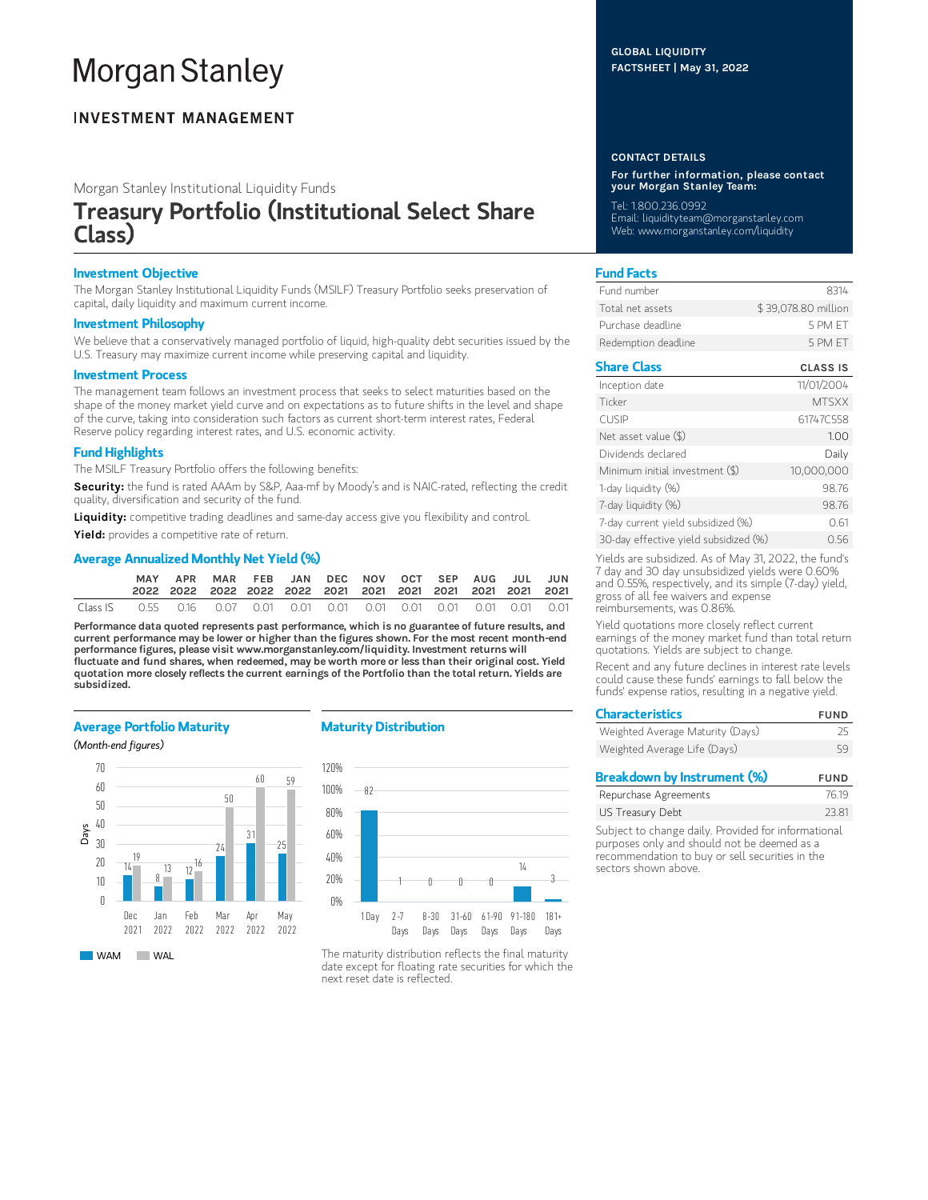# Morgan Stanley

## INVESTMENT MANAGEMENT

GLOBAL LIQUIDITY
FACTSHEET | May 31, 2022

Morgan Stanley Institutional Liquidity Funds

# Treasury Portfolio (Institutional Select Share Class)

### Investment Objective

The Morgan Stanley Institutional Liquidity Funds (MSILF) Treasury Portfolio seeks preservation of capital, daily liquidity and maximum current income.

### Investment Philosophy

We believe that a conservatively managed portfolio of liquid, high-quality debt securities issued by the U.S. Treasury may maximize current income while preserving capital and liquidity.

### Investment Process

The management team follows an investment process that seeks to select maturities based on the shape of the money market yield curve and on expectations as to future shifts in the level and shape of the curve, taking into consideration such factors as current short-term interest rates, Federal Reserve policy regarding interest rates, and U.S. economic activity.

### Fund Highlights

The MSILF Treasury Portfolio offers the following benefits:

**Security:** the fund is rated AAAm by S&P, Aaa-mf by Moody's and is NAIC-rated, reflecting the credit quality, diversification and security of the fund.

**Liquidity:** competitive trading deadlines and same-day access give you flexibility and control.

**Yield:** provides a competitive rate of return.

### Average Annualized Monthly Net Yield (%)

| | MAY 2022 | APR 2022 | MAR 2022 | FEB 2022 | JAN 2022 | DEC 2021 | NOV 2021 | OCT 2021 | SEP 2021 | AUG 2021 | JUL 2021 | JUN 2021 |
|---|---|---|---|---|---|---|---|---|---|---|---|---|
| Class IS | 0.55 | 0.16 | 0.07 | 0.01 | 0.01 | 0.01 | 0.01 | 0.01 | 0.01 | 0.01 | 0.01 | 0.01 |

**Performance data quoted represents past performance, which is no guarantee of future results, and current performance may be lower or higher than the figures shown. For the most recent month-end performance figures, please visit www.morganstanley.com/liquidity. Investment returns will fluctuate and fund shares, when redeemed, may be worth more or less than their original cost. Yield quotation more closely reflects the current earnings of the Portfolio than the total return. Yields are subsidized.**

### Average Portfolio Maturity

*(Month-end figures)*

| Days | Dec 2021 | Jan 2022 | Feb 2022 | Mar 2022 | Apr 2022 | May 2022 |
|---|---|---|---|---|---|---|
| WAM | 14 | 8 | 12 | 24 | 31 | 25 |
| WAL | 19 | 13 | 16 | 50 | 60 | 59 |

### Maturity Distribution

| 1 Day | 2-7 Days | 8-30 Days | 31-60 Days | 61-90 Days | 91-180 Days | 181+ Days |
|---|---|---|---|---|---|---|
| 82 | 1 | 0 | 0 | 0 | 14 | 3 |

The maturity distribution reflects the final maturity date except for floating rate securities for which the next reset date is reflected.

### CONTACT DETAILS

**For further information, please contact your Morgan Stanley Team:**

Tel: 1.800.236.0992
Email: liquidityteam@morganstanley.com
Web: www.morganstanley.com/liquidity

### Fund Facts

| | |
|---|---|
| Fund number | 8314 |
| Total net assets | $ 39,078.80 million |
| Purchase deadline | 5 PM ET |
| Redemption deadline | 5 PM ET |

### Share Class

| | CLASS IS |
|---|---|
| Inception date | 11/01/2004 |
| Ticker | MTSXX |
| CUSIP | 61747C558 |
| Net asset value ($) | 1.00 |
| Dividends declared | Daily |
| Minimum initial investment ($) | 10,000,000 |
| 1-day liquidity (%) | 98.76 |
| 7-day liquidity (%) | 98.76 |
| 7-day current yield subsidized (%) | 0.61 |
| 30-day effective yield subsidized (%) | 0.56 |

Yields are subsidized. As of May 31, 2022, the fund's 7 day and 30 day unsubsidized yields were 0.60% and 0.55%, respectively, and its simple (7-day) yield, gross of all fee waivers and expense reimbursements, was 0.86%.

Yield quotations more closely reflect current earnings of the money market fund than total return quotations. Yields are subject to change.

Recent and any future declines in interest rate levels could cause these funds' earnings to fall below the funds' expense ratios, resulting in a negative yield.

### Characteristics

| | FUND |
|---|---|
| Weighted Average Maturity (Days) | 25 |
| Weighted Average Life (Days) | 59 |

### Breakdown by Instrument (%)

| | FUND |
|---|---|
| Repurchase Agreements | 76.19 |
| US Treasury Debt | 23.81 |

Subject to change daily. Provided for informational purposes only and should not be deemed as a recommendation to buy or sell securities in the sectors shown above.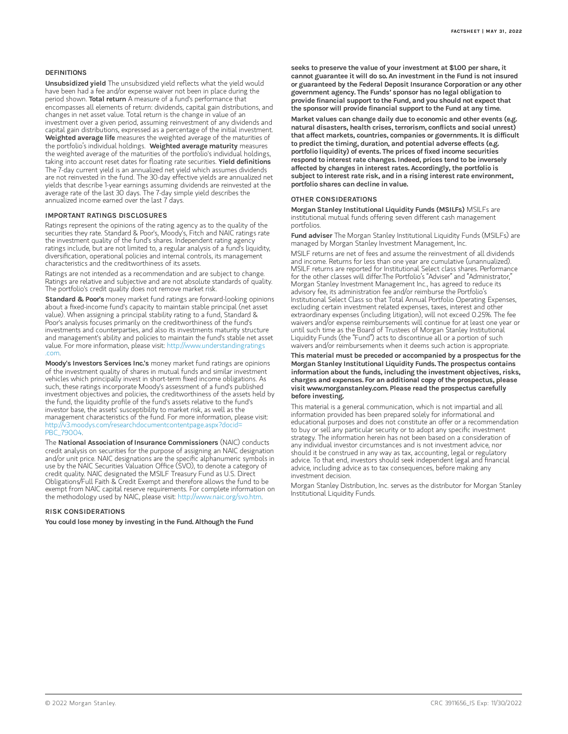## DEFINITIONS

**Unsubsidized yield** The unsubsidized yield reflects what the yield would have been had a fee and/or expense waiver not been in place during the period shown. **Total return** A measure of a fund's performance that encompasses all elements of return: dividends, capital gain distributions, and changes in net asset value. Total return is the change in value of an investment over a given period, assuming reinvestment of any dividends and capital gain distributions, expressed as a percentage of the initial investment. **Weighted average life** measures the weighted average of the maturities of the portfolio's individual holdings. **Weighted average maturity** measures the weighted average of the maturities of the portfolio's individual holdings, taking into account reset dates for floating rate securities. **Yield definitions** The 7-day current yield is an annualized net yield which assumes dividends are not reinvested in the fund. The 30-day effective yields are annualized net yields that describe 1-year earnings assuming dividends are reinvested at the average rate of the last 30 days. The 7-day simple yield describes the annualized income earned over the last 7 days.

## IMPORTANT RATINGS DISCLOSURES

Ratings represent the opinions of the rating agency as to the quality of the securities they rate. Standard & Poor's, Moody's, Fitch and NAIC ratings rate the investment quality of the fund's shares. Independent rating agency ratings include, but are not limited to, a regular analysis of a fund's liquidity, diversification, operational policies and internal controls, its management characteristics and the creditworthiness of its assets.

Ratings are not intended as a recommendation and are subject to change. Ratings are relative and subjective and are not absolute standards of quality. The portfolio's credit quality does not remove market risk.

**Standard & Poor's** money market fund ratings are forward-looking opinions about a fixed-income fund's capacity to maintain stable principal (net asset value). When assigning a principal stability rating to a fund, Standard & Poor's analysis focuses primarily on the creditworthiness of the fund's investments and counterparties, and also its investments maturity structure and management's ability and policies to maintain the fund's stable net asset value. For more information, please visit: http://www.understandingratings.com.

**Moody's Investors Services Inc.'s** money market fund ratings are opinions of the investment quality of shares in mutual funds and similar investment vehicles which principally invest in short-term fixed income obligations. As such, these ratings incorporate Moody's assessment of a fund's published investment objectives and policies, the creditworthiness of the assets held by the fund, the liquidity profile of the fund's assets relative to the fund's investor base, the assets' susceptibility to market risk, as well as the management characteristics of the fund. For more information, please visit: http://v3.moodys.com/researchdocumentcontentpage.aspx?docid=PBC_79004.

The **National Association of Insurance Commissioners** (NAIC) conducts credit analysis on securities for the purpose of assigning an NAIC designation and/or unit price. NAIC designations are the specific alphanumeric symbols in use by the NAIC Securities Valuation Office (SVO), to denote a category of credit quality. NAIC designated the MSILF Treasury Fund as U.S. Direct Obligations/Full Faith & Credit Exempt and therefore allows the fund to be exempt from NAIC capital reserve requirements. For complete information on the methodology used by NAIC, please visit: http://www.naic.org/svo.htm.

## RISK CONSIDERATIONS

**You could lose money by investing in the Fund. Although the Fund seeks to preserve the value of your investment at $1.00 per share, it cannot guarantee it will do so. An investment in the Fund is not insured or guaranteed by the Federal Deposit Insurance Corporation or any other government agency. The Funds' sponsor has no legal obligation to provide financial support to the Fund, and you should not expect that the sponsor will provide financial support to the Fund at any time.**

**Market values can change daily due to economic and other events (e.g. natural disasters, health crises, terrorism, conflicts and social unrest) that affect markets, countries, companies or governments. It is difficult to predict the timing, duration, and potential adverse effects (e.g. portfolio liquidity) of events. The prices of fixed income securities respond to interest rate changes. Indeed, prices tend to be inversely affected by changes in interest rates. Accordingly, the portfolio is subject to interest rate risk, and in a rising interest rate environment, portfolio shares can decline in value.**

## OTHER CONSIDERATIONS

**Morgan Stanley Institutional Liquidity Funds (MSILFs)** MSILFs are institutional mutual funds offering seven different cash management portfolios.

**Fund adviser** The Morgan Stanley Institutional Liquidity Funds (MSILFs) are managed by Morgan Stanley Investment Management, Inc.

MSILF returns are net of fees and assume the reinvestment of all dividends and income. Returns for less than one year are cumulative (unannualized). MSILF returns are reported for Institutional Select class shares. Performance for the other classes will differ.The Portfolio's "Adviser" and "Administrator," Morgan Stanley Investment Management Inc., has agreed to reduce its advisory fee, its administration fee and/or reimburse the Portfolio's Institutional Select Class so that Total Annual Portfolio Operating Expenses, excluding certain investment related expenses, taxes, interest and other extraordinary expenses (including litigation), will not exceed 0.25%. The fee waivers and/or expense reimbursements will continue for at least one year or until such time as the Board of Trustees of Morgan Stanley Institutional Liquidity Funds (the "Fund") acts to discontinue all or a portion of such waivers and/or reimbursements when it deems such action is appropriate.

**This material must be preceded or accompanied by a prospectus for the Morgan Stanley Institutional Liquidity Funds. The prospectus contains information about the funds, including the investment objectives, risks, charges and expenses. For an additional copy of the prospectus, please visit www.morganstanley.com. Please read the prospectus carefully before investing.**

This material is a general communication, which is not impartial and all information provided has been prepared solely for informational and educational purposes and does not constitute an offer or a recommendation to buy or sell any particular security or to adopt any specific investment strategy. The information herein has not been based on a consideration of any individual investor circumstances and is not investment advice, nor should it be construed in any way as tax, accounting, legal or regulatory advice. To that end, investors should seek independent legal and financial advice, including advice as to tax consequences, before making any investment decision.

Morgan Stanley Distribution, Inc. serves as the distributor for Morgan Stanley Institutional Liquidity Funds.

© 2022 Morgan Stanley.

CRC 3911656_IS Exp: 11/30/2022